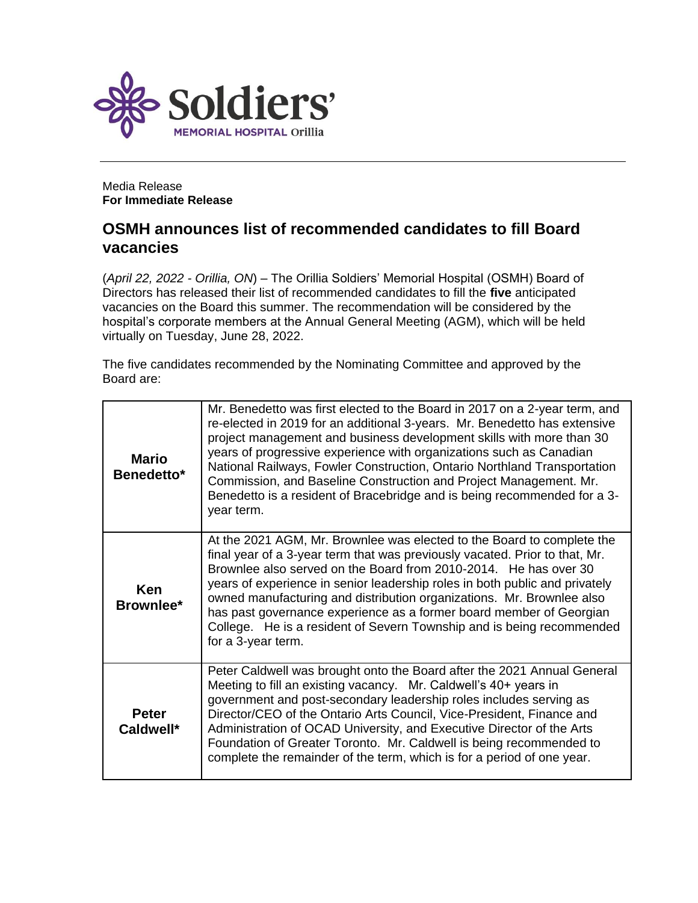Soldiers' MEMORIAL HOSPITAL Orillia

Media Release
**For Immediate Release**

## OSMH announces list of recommended candidates to fill Board vacancies

(*April 22, 2022 - Orillia, ON*) – The Orillia Soldiers' Memorial Hospital (OSMH) Board of Directors has released their list of recommended candidates to fill the **five** anticipated vacancies on the Board this summer. The recommendation will be considered by the hospital's corporate members at the Annual General Meeting (AGM), which will be held virtually on Tuesday, June 28, 2022.

The five candidates recommended by the Nominating Committee and approved by the Board are:

| | |
|---|---|
| **Mario Benedetto*** | Mr. Benedetto was first elected to the Board in 2017 on a 2-year term, and re-elected in 2019 for an additional 3-years. Mr. Benedetto has extensive project management and business development skills with more than 30 years of progressive experience with organizations such as Canadian National Railways, Fowler Construction, Ontario Northland Transportation Commission, and Baseline Construction and Project Management. Mr. Benedetto is a resident of Bracebridge and is being recommended for a 3-year term. |
| **Ken Brownlee*** | At the 2021 AGM, Mr. Brownlee was elected to the Board to complete the final year of a 3-year term that was previously vacated. Prior to that, Mr. Brownlee also served on the Board from 2010-2014. He has over 30 years of experience in senior leadership roles in both public and privately owned manufacturing and distribution organizations. Mr. Brownlee also has past governance experience as a former board member of Georgian College. He is a resident of Severn Township and is being recommended for a 3-year term. |
| **Peter Caldwell*** | Peter Caldwell was brought onto the Board after the 2021 Annual General Meeting to fill an existing vacancy. Mr. Caldwell's 40+ years in government and post-secondary leadership roles includes serving as Director/CEO of the Ontario Arts Council, Vice-President, Finance and Administration of OCAD University, and Executive Director of the Arts Foundation of Greater Toronto. Mr. Caldwell is being recommended to complete the remainder of the term, which is for a period of one year. |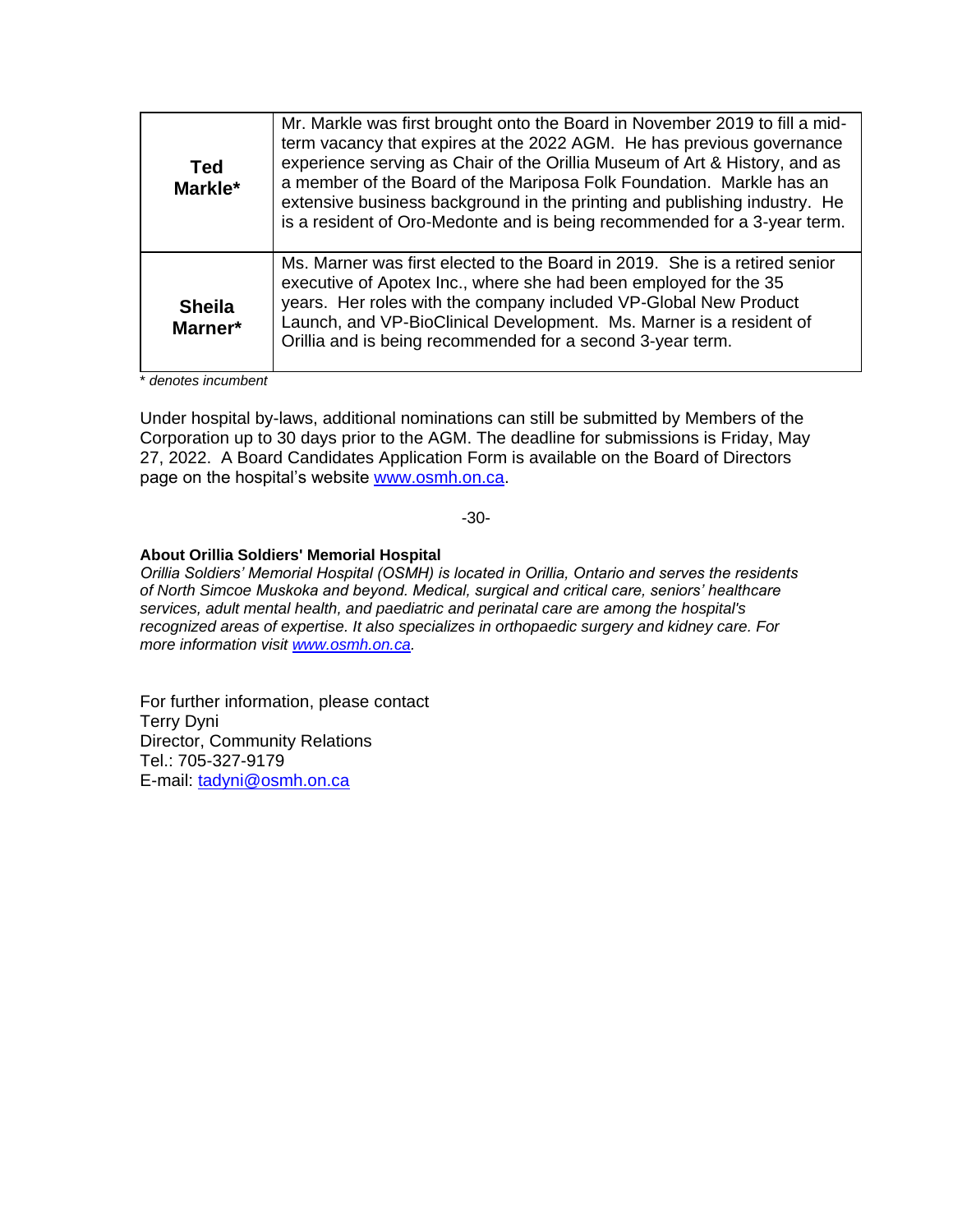| | |
|---|---|
| **Ted Markle*** | Mr. Markle was first brought onto the Board in November 2019 to fill a mid-term vacancy that expires at the 2022 AGM. He has previous governance experience serving as Chair of the Orillia Museum of Art & History, and as a member of the Board of the Mariposa Folk Foundation. Markle has an extensive business background in the printing and publishing industry. He is a resident of Oro-Medonte and is being recommended for a 3-year term. |
| **Sheila Marner*** | Ms. Marner was first elected to the Board in 2019. She is a retired senior executive of Apotex Inc., where she had been employed for the 35 years. Her roles with the company included VP-Global New Product Launch, and VP-BioClinical Development. Ms. Marner is a resident of Orillia and is being recommended for a second 3-year term. |

*\* denotes incumbent*

Under hospital by-laws, additional nominations can still be submitted by Members of the Corporation up to 30 days prior to the AGM. The deadline for submissions is Friday, May 27, 2022. A Board Candidates Application Form is available on the Board of Directors page on the hospital's website www.osmh.on.ca.

-30-

**About Orillia Soldiers' Memorial Hospital**

*Orillia Soldiers' Memorial Hospital (OSMH) is located in Orillia, Ontario and serves the residents of North Simcoe Muskoka and beyond. Medical, surgical and critical care, seniors' healthcare services, adult mental health, and paediatric and perinatal care are among the hospital's recognized areas of expertise. It also specializes in orthopaedic surgery and kidney care. For more information visit www.osmh.on.ca.*

For further information, please contact
Terry Dyni
Director, Community Relations
Tel.: 705-327-9179
E-mail: tadyni@osmh.on.ca